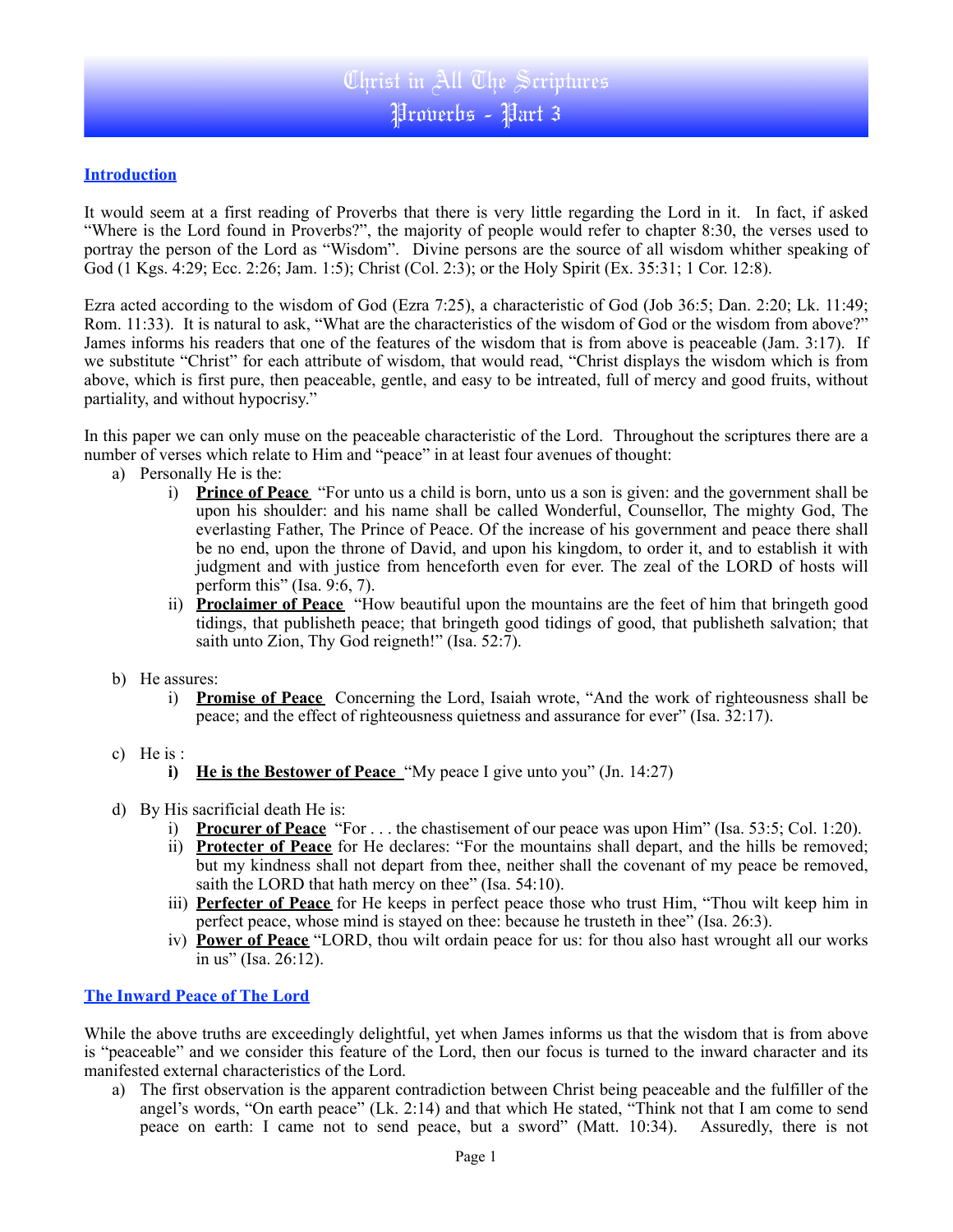# Christ in All The Scriptures
## Proverbs - Part 3

### Introduction

It would seem at a first reading of Proverbs that there is very little regarding the Lord in it. In fact, if asked "Where is the Lord found in Proverbs?", the majority of people would refer to chapter 8:30, the verses used to portray the person of the Lord as "Wisdom". Divine persons are the source of all wisdom whither speaking of God (1 Kgs. 4:29; Ecc. 2:26; Jam. 1:5); Christ (Col. 2:3); or the Holy Spirit (Ex. 35:31; 1 Cor. 12:8).

Ezra acted according to the wisdom of God (Ezra 7:25), a characteristic of God (Job 36:5; Dan. 2:20; Lk. 11:49; Rom. 11:33). It is natural to ask, "What are the characteristics of the wisdom of God or the wisdom from above?" James informs his readers that one of the features of the wisdom that is from above is peaceable (Jam. 3:17). If we substitute "Christ" for each attribute of wisdom, that would read, "Christ displays the wisdom which is from above, which is first pure, then peaceable, gentle, and easy to be intreated, full of mercy and good fruits, without partiality, and without hypocrisy."

In this paper we can only muse on the peaceable characteristic of the Lord. Throughout the scriptures there are a number of verses which relate to Him and "peace" in at least four avenues of thought:

a) Personally He is the:
   i) **Prince of Peace** "For unto us a child is born, unto us a son is given: and the government shall be upon his shoulder: and his name shall be called Wonderful, Counsellor, The mighty God, The everlasting Father, The Prince of Peace. Of the increase of his government and peace there shall be no end, upon the throne of David, and upon his kingdom, to order it, and to establish it with judgment and with justice from henceforth even for ever. The zeal of the LORD of hosts will perform this" (Isa. 9:6, 7).
   ii) **Proclaimer of Peace** "How beautiful upon the mountains are the feet of him that bringeth good tidings, that publisheth peace; that bringeth good tidings of good, that publisheth salvation; that saith unto Zion, Thy God reigneth!" (Isa. 52:7).

b) He assures:
   i) **Promise of Peace** Concerning the Lord, Isaiah wrote, "And the work of righteousness shall be peace; and the effect of righteousness quietness and assurance for ever" (Isa. 32:17).

c) He is :
   **i) He is the Bestower of Peace** "My peace I give unto you" (Jn. 14:27)

d) By His sacrificial death He is:
   i) **Procurer of Peace** "For . . . the chastisement of our peace was upon Him" (Isa. 53:5; Col. 1:20).
   ii) **Protecter of Peace** for He declares: "For the mountains shall depart, and the hills be removed; but my kindness shall not depart from thee, neither shall the covenant of my peace be removed, saith the LORD that hath mercy on thee" (Isa. 54:10).
   iii) **Perfecter of Peace** for He keeps in perfect peace those who trust Him, "Thou wilt keep him in perfect peace, whose mind is stayed on thee: because he trusteth in thee" (Isa. 26:3).
   iv) **Power of Peace** "LORD, thou wilt ordain peace for us: for thou also hast wrought all our works in us" (Isa. 26:12).

### The Inward Peace of The Lord

While the above truths are exceedingly delightful, yet when James informs us that the wisdom that is from above is "peaceable" and we consider this feature of the Lord, then our focus is turned to the inward character and its manifested external characteristics of the Lord.

a) The first observation is the apparent contradiction between Christ being peaceable and the fulfiller of the angel's words, "On earth peace" (Lk. 2:14) and that which He stated, "Think not that I am come to send peace on earth: I came not to send peace, but a sword" (Matt. 10:34). Assuredly, there is not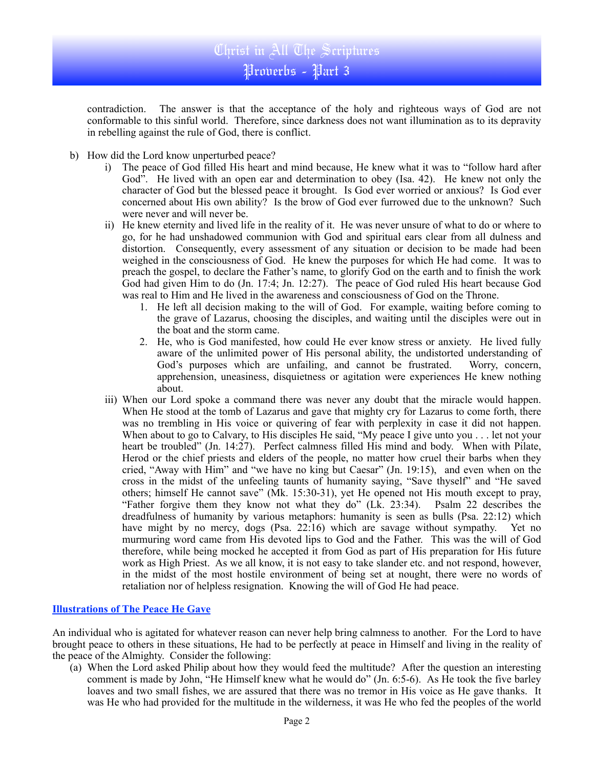contradiction. The answer is that the acceptance of the holy and righteous ways of God are not conformable to this sinful world. Therefore, since darkness does not want illumination as to its depravity in rebelling against the rule of God, there is conflict.

b) How did the Lord know unperturbed peace?

   i) The peace of God filled His heart and mind because, He knew what it was to "follow hard after God". He lived with an open ear and determination to obey (Isa. 42). He knew not only the character of God but the blessed peace it brought. Is God ever worried or anxious? Is God ever concerned about His own ability? Is the brow of God ever furrowed due to the unknown? Such were never and will never be.

   ii) He knew eternity and lived life in the reality of it. He was never unsure of what to do or where to go, for he had unshadowed communion with God and spiritual ears clear from all dulness and distortion. Consequently, every assessment of any situation or decision to be made had been weighed in the consciousness of God. He knew the purposes for which He had come. It was to preach the gospel, to declare the Father's name, to glorify God on the earth and to finish the work God had given Him to do (Jn. 17:4; Jn. 12:27). The peace of God ruled His heart because God was real to Him and He lived in the awareness and consciousness of God on the Throne.

      1. He left all decision making to the will of God. For example, waiting before coming to the grave of Lazarus, choosing the disciples, and waiting until the disciples were out in the boat and the storm came.
      2. He, who is God manifested, how could He ever know stress or anxiety. He lived fully aware of the unlimited power of His personal ability, the undistorted understanding of God's purposes which are unfailing, and cannot be frustrated. Worry, concern, apprehension, uneasiness, disquietness or agitation were experiences He knew nothing about.

   iii) When our Lord spoke a command there was never any doubt that the miracle would happen. When He stood at the tomb of Lazarus and gave that mighty cry for Lazarus to come forth, there was no trembling in His voice or quivering of fear with perplexity in case it did not happen. When about to go to Calvary, to His disciples He said, "My peace I give unto you . . . let not your heart be troubled" (Jn. 14:27). Perfect calmness filled His mind and body. When with Pilate, Herod or the chief priests and elders of the people, no matter how cruel their barbs when they cried, "Away with Him" and "we have no king but Caesar" (Jn. 19:15), and even when on the cross in the midst of the unfeeling taunts of humanity saying, "Save thyself" and "He saved others; himself He cannot save" (Mk. 15:30-31), yet He opened not His mouth except to pray, "Father forgive them they know not what they do" (Lk. 23:34). Psalm 22 describes the dreadfulness of humanity by various metaphors: humanity is seen as bulls (Psa. 22:12) which have might by no mercy, dogs (Psa. 22:16) which are savage without sympathy. Yet no murmuring word came from His devoted lips to God and the Father. This was the will of God therefore, while being mocked he accepted it from God as part of His preparation for His future work as High Priest. As we all know, it is not easy to take slander etc. and not respond, however, in the midst of the most hostile environment of being set at nought, there were no words of retaliation nor of helpless resignation. Knowing the will of God He had peace.

## Illustrations of The Peace He Gave

An individual who is agitated for whatever reason can never help bring calmness to another. For the Lord to have brought peace to others in these situations, He had to be perfectly at peace in Himself and living in the reality of the peace of the Almighty. Consider the following:

(a) When the Lord asked Philip about how they would feed the multitude? After the question an interesting comment is made by John, "He Himself knew what he would do" (Jn. 6:5-6). As He took the five barley loaves and two small fishes, we are assured that there was no tremor in His voice as He gave thanks. It was He who had provided for the multitude in the wilderness, it was He who fed the peoples of the world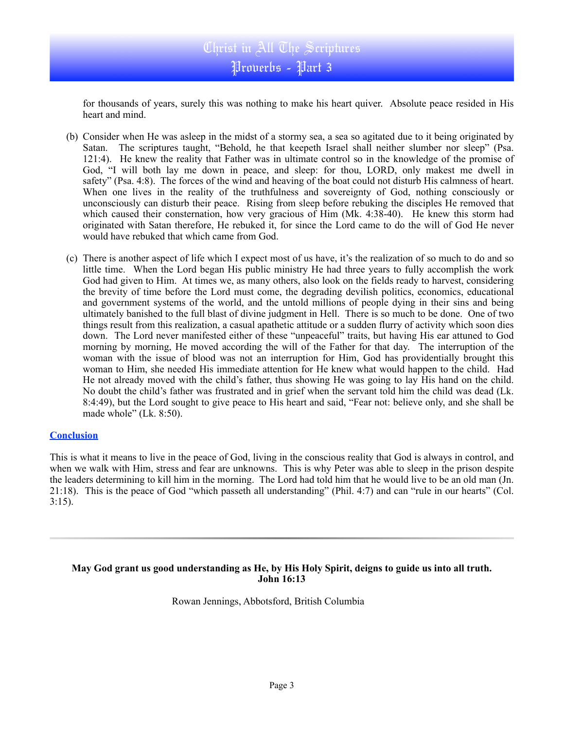for thousands of years, surely this was nothing to make his heart quiver. Absolute peace resided in His heart and mind.

(b) Consider when He was asleep in the midst of a stormy sea, a sea so agitated due to it being originated by Satan. The scriptures taught, “Behold, he that keepeth Israel shall neither slumber nor sleep” (Psa. 121:4). He knew the reality that Father was in ultimate control so in the knowledge of the promise of God, “I will both lay me down in peace, and sleep: for thou, LORD, only makest me dwell in safety” (Psa. 4:8). The forces of the wind and heaving of the boat could not disturb His calmness of heart. When one lives in the reality of the truthfulness and sovereignty of God, nothing consciously or unconsciously can disturb their peace. Rising from sleep before rebuking the disciples He removed that which caused their consternation, how very gracious of Him (Mk. 4:38-40). He knew this storm had originated with Satan therefore, He rebuked it, for since the Lord came to do the will of God He never would have rebuked that which came from God.

(c) There is another aspect of life which I expect most of us have, it’s the realization of so much to do and so little time. When the Lord began His public ministry He had three years to fully accomplish the work God had given to Him. At times we, as many others, also look on the fields ready to harvest, considering the brevity of time before the Lord must come, the degrading devilish politics, economics, educational and government systems of the world, and the untold millions of people dying in their sins and being ultimately banished to the full blast of divine judgment in Hell. There is so much to be done. One of two things result from this realization, a casual apathetic attitude or a sudden flurry of activity which soon dies down. The Lord never manifested either of these “unpeaceful” traits, but having His ear attuned to God morning by morning, He moved according the will of the Father for that day. The interruption of the woman with the issue of blood was not an interruption for Him, God has providentially brought this woman to Him, she needed His immediate attention for He knew what would happen to the child. Had He not already moved with the child’s father, thus showing He was going to lay His hand on the child. No doubt the child’s father was frustrated and in grief when the servant told him the child was dead (Lk. 8:4:49), but the Lord sought to give peace to His heart and said, “Fear not: believe only, and she shall be made whole” (Lk. 8:50).

## Conclusion

This is what it means to live in the peace of God, living in the conscious reality that God is always in control, and when we walk with Him, stress and fear are unknowns. This is why Peter was able to sleep in the prison despite the leaders determining to kill him in the morning. The Lord had told him that he would live to be an old man (Jn. 21:18). This is the peace of God “which passeth all understanding” (Phil. 4:7) and can “rule in our hearts” (Col. 3:15).

---

**May God grant us good understanding as He, by His Holy Spirit, deigns to guide us into all truth. John 16:13**

Rowan Jennings, Abbotsford, British Columbia